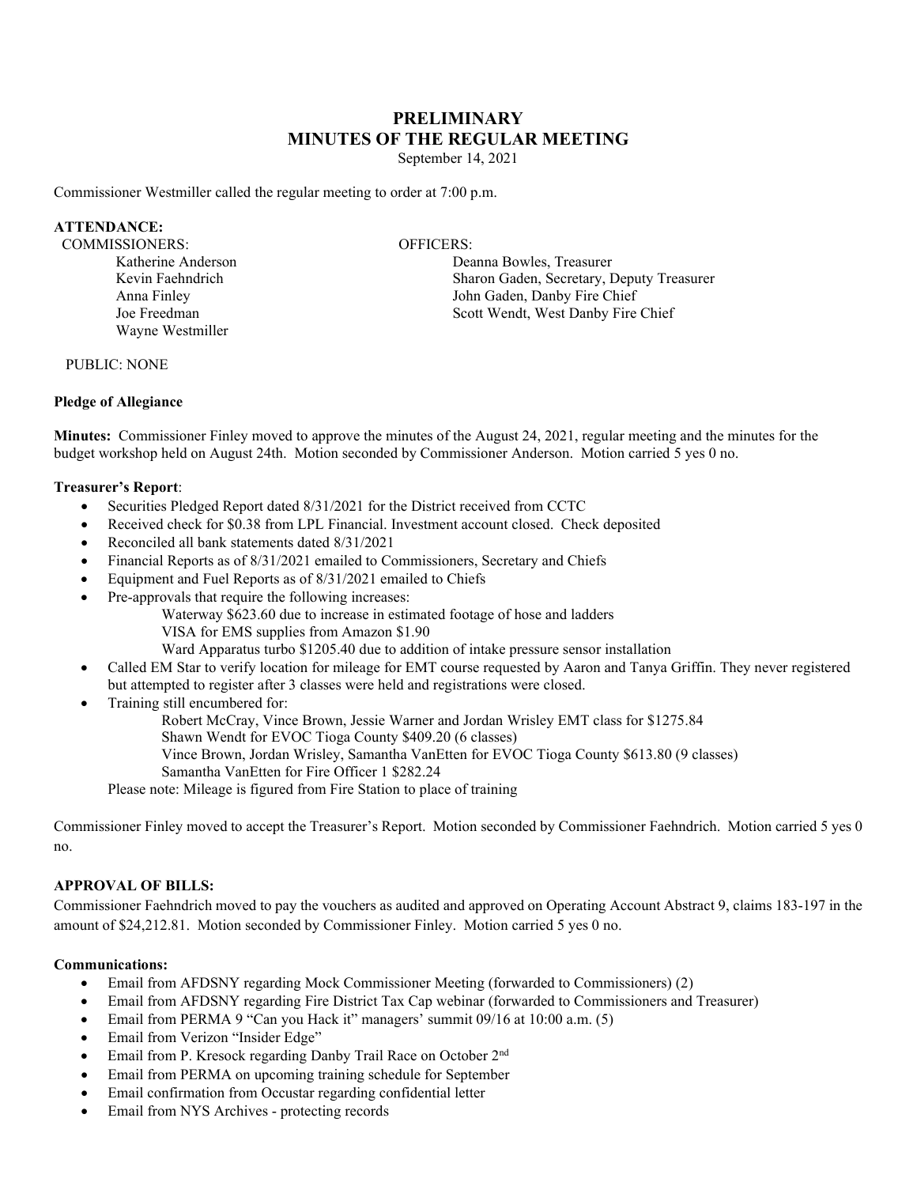# PRELIMINARY
# MINUTES OF THE REGULAR MEETING

September 14, 2021

Commissioner Westmiller called the regular meeting to order at 7:00 p.m.

**ATTENDANCE:**

COMMISSIONERS:
- Katherine Anderson
- Kevin Faehndrich
- Anna Finley
- Joe Freedman
- Wayne Westmiller

OFFICERS:
- Deanna Bowles, Treasurer
- Sharon Gaden, Secretary, Deputy Treasurer
- John Gaden, Danby Fire Chief
- Scott Wendt, West Danby Fire Chief

PUBLIC: NONE

**Pledge of Allegiance**

**Minutes:** Commissioner Finley moved to approve the minutes of the August 24, 2021, regular meeting and the minutes for the budget workshop held on August 24th. Motion seconded by Commissioner Anderson. Motion carried 5 yes 0 no.

**Treasurer's Report**:

- Securities Pledged Report dated 8/31/2021 for the District received from CCTC
- Received check for $0.38 from LPL Financial. Investment account closed. Check deposited
- Reconciled all bank statements dated 8/31/2021
- Financial Reports as of 8/31/2021 emailed to Commissioners, Secretary and Chiefs
- Equipment and Fuel Reports as of 8/31/2021 emailed to Chiefs
- Pre-approvals that require the following increases:
  - Waterway $623.60 due to increase in estimated footage of hose and ladders
  - VISA for EMS supplies from Amazon $1.90
  - Ward Apparatus turbo $1205.40 due to addition of intake pressure sensor installation
- Called EM Star to verify location for mileage for EMT course requested by Aaron and Tanya Griffin. They never registered but attempted to register after 3 classes were held and registrations were closed.
- Training still encumbered for:
  - Robert McCray, Vince Brown, Jessie Warner and Jordan Wrisley EMT class for $1275.84
  - Shawn Wendt for EVOC Tioga County $409.20 (6 classes)
  - Vince Brown, Jordan Wrisley, Samantha VanEtten for EVOC Tioga County $613.80 (9 classes)
  - Samantha VanEtten for Fire Officer 1 $282.24

  Please note: Mileage is figured from Fire Station to place of training

Commissioner Finley moved to accept the Treasurer's Report. Motion seconded by Commissioner Faehndrich. Motion carried 5 yes 0 no.

**APPROVAL OF BILLS:**

Commissioner Faehndrich moved to pay the vouchers as audited and approved on Operating Account Abstract 9, claims 183-197 in the amount of $24,212.81. Motion seconded by Commissioner Finley. Motion carried 5 yes 0 no.

**Communications:**

- Email from AFDSNY regarding Mock Commissioner Meeting (forwarded to Commissioners) (2)
- Email from AFDSNY regarding Fire District Tax Cap webinar (forwarded to Commissioners and Treasurer)
- Email from PERMA 9 "Can you Hack it" managers' summit 09/16 at 10:00 a.m. (5)
- Email from Verizon "Insider Edge"
- Email from P. Kresock regarding Danby Trail Race on October 2nd
- Email from PERMA on upcoming training schedule for September
- Email confirmation from Occustar regarding confidential letter
- Email from NYS Archives - protecting records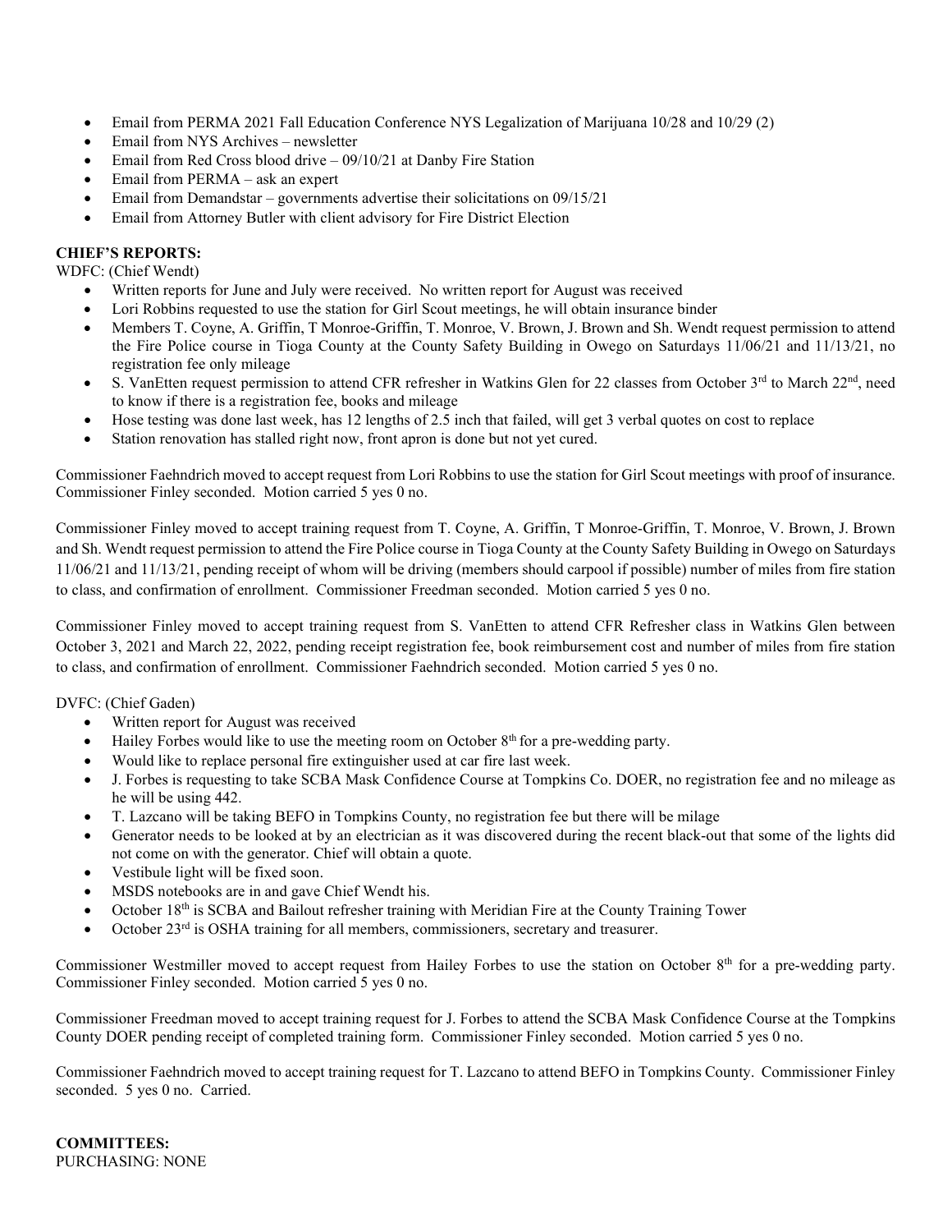- Email from PERMA 2021 Fall Education Conference NYS Legalization of Marijuana 10/28 and 10/29 (2)
- Email from NYS Archives – newsletter
- Email from Red Cross blood drive – 09/10/21 at Danby Fire Station
- Email from PERMA – ask an expert
- Email from Demandstar – governments advertise their solicitations on 09/15/21
- Email from Attorney Butler with client advisory for Fire District Election

**CHIEF'S REPORTS:**

WDFC: (Chief Wendt)

- Written reports for June and July were received. No written report for August was received
- Lori Robbins requested to use the station for Girl Scout meetings, he will obtain insurance binder
- Members T. Coyne, A. Griffin, T Monroe-Griffin, T. Monroe, V. Brown, J. Brown and Sh. Wendt request permission to attend the Fire Police course in Tioga County at the County Safety Building in Owego on Saturdays 11/06/21 and 11/13/21, no registration fee only mileage
- S. VanEtten request permission to attend CFR refresher in Watkins Glen for 22 classes from October 3rd to March 22nd, need to know if there is a registration fee, books and mileage
- Hose testing was done last week, has 12 lengths of 2.5 inch that failed, will get 3 verbal quotes on cost to replace
- Station renovation has stalled right now, front apron is done but not yet cured.

Commissioner Faehndrich moved to accept request from Lori Robbins to use the station for Girl Scout meetings with proof of insurance. Commissioner Finley seconded. Motion carried 5 yes 0 no.

Commissioner Finley moved to accept training request from T. Coyne, A. Griffin, T Monroe-Griffin, T. Monroe, V. Brown, J. Brown and Sh. Wendt request permission to attend the Fire Police course in Tioga County at the County Safety Building in Owego on Saturdays 11/06/21 and 11/13/21, pending receipt of whom will be driving (members should carpool if possible) number of miles from fire station to class, and confirmation of enrollment. Commissioner Freedman seconded. Motion carried 5 yes 0 no.

Commissioner Finley moved to accept training request from S. VanEtten to attend CFR Refresher class in Watkins Glen between October 3, 2021 and March 22, 2022, pending receipt registration fee, book reimbursement cost and number of miles from fire station to class, and confirmation of enrollment. Commissioner Faehndrich seconded. Motion carried 5 yes 0 no.

DVFC: (Chief Gaden)

- Written report for August was received
- Hailey Forbes would like to use the meeting room on October 8th for a pre-wedding party.
- Would like to replace personal fire extinguisher used at car fire last week.
- J. Forbes is requesting to take SCBA Mask Confidence Course at Tompkins Co. DOER, no registration fee and no mileage as he will be using 442.
- T. Lazcano will be taking BEFO in Tompkins County, no registration fee but there will be milage
- Generator needs to be looked at by an electrician as it was discovered during the recent black-out that some of the lights did not come on with the generator. Chief will obtain a quote.
- Vestibule light will be fixed soon.
- MSDS notebooks are in and gave Chief Wendt his.
- October 18th is SCBA and Bailout refresher training with Meridian Fire at the County Training Tower
- October 23rd is OSHA training for all members, commissioners, secretary and treasurer.

Commissioner Westmiller moved to accept request from Hailey Forbes to use the station on October 8th for a pre-wedding party. Commissioner Finley seconded. Motion carried 5 yes 0 no.

Commissioner Freedman moved to accept training request for J. Forbes to attend the SCBA Mask Confidence Course at the Tompkins County DOER pending receipt of completed training form. Commissioner Finley seconded. Motion carried 5 yes 0 no.

Commissioner Faehndrich moved to accept training request for T. Lazcano to attend BEFO in Tompkins County. Commissioner Finley seconded. 5 yes 0 no. Carried.

**COMMITTEES:**

PURCHASING: NONE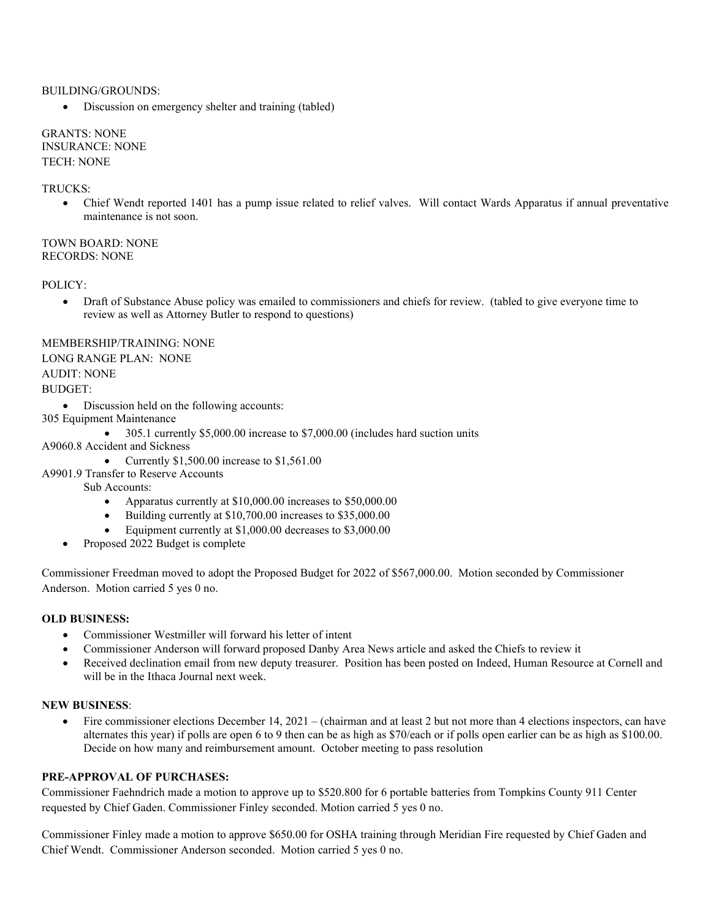BUILDING/GROUNDS:

- Discussion on emergency shelter and training (tabled)

GRANTS: NONE
INSURANCE: NONE
TECH: NONE

TRUCKS:

- Chief Wendt reported 1401 has a pump issue related to relief valves. Will contact Wards Apparatus if annual preventative maintenance is not soon.

TOWN BOARD: NONE
RECORDS: NONE

POLICY:

- Draft of Substance Abuse policy was emailed to commissioners and chiefs for review. (tabled to give everyone time to review as well as Attorney Butler to respond to questions)

MEMBERSHIP/TRAINING: NONE
LONG RANGE PLAN: NONE
AUDIT: NONE
BUDGET:

- Discussion held on the following accounts:

305 Equipment Maintenance

- 305.1 currently $5,000.00 increase to $7,000.00 (includes hard suction units

A9060.8 Accident and Sickness

- Currently $1,500.00 increase to $1,561.00

A9901.9 Transfer to Reserve Accounts

Sub Accounts:

- Apparatus currently at $10,000.00 increases to $50,000.00
- Building currently at $10,700.00 increases to $35,000.00
- Equipment currently at $1,000.00 decreases to $3,000.00

- Proposed 2022 Budget is complete

Commissioner Freedman moved to adopt the Proposed Budget for 2022 of $567,000.00. Motion seconded by Commissioner Anderson. Motion carried 5 yes 0 no.

**OLD BUSINESS:**

- Commissioner Westmiller will forward his letter of intent
- Commissioner Anderson will forward proposed Danby Area News article and asked the Chiefs to review it
- Received declination email from new deputy treasurer. Position has been posted on Indeed, Human Resource at Cornell and will be in the Ithaca Journal next week.

**NEW BUSINESS**:

- Fire commissioner elections December 14, 2021 – (chairman and at least 2 but not more than 4 elections inspectors, can have alternates this year) if polls are open 6 to 9 then can be as high as $70/each or if polls open earlier can be as high as $100.00. Decide on how many and reimbursement amount. October meeting to pass resolution

**PRE-APPROVAL OF PURCHASES:**

Commissioner Faehndrich made a motion to approve up to $520.800 for 6 portable batteries from Tompkins County 911 Center requested by Chief Gaden. Commissioner Finley seconded. Motion carried 5 yes 0 no.

Commissioner Finley made a motion to approve $650.00 for OSHA training through Meridian Fire requested by Chief Gaden and Chief Wendt. Commissioner Anderson seconded. Motion carried 5 yes 0 no.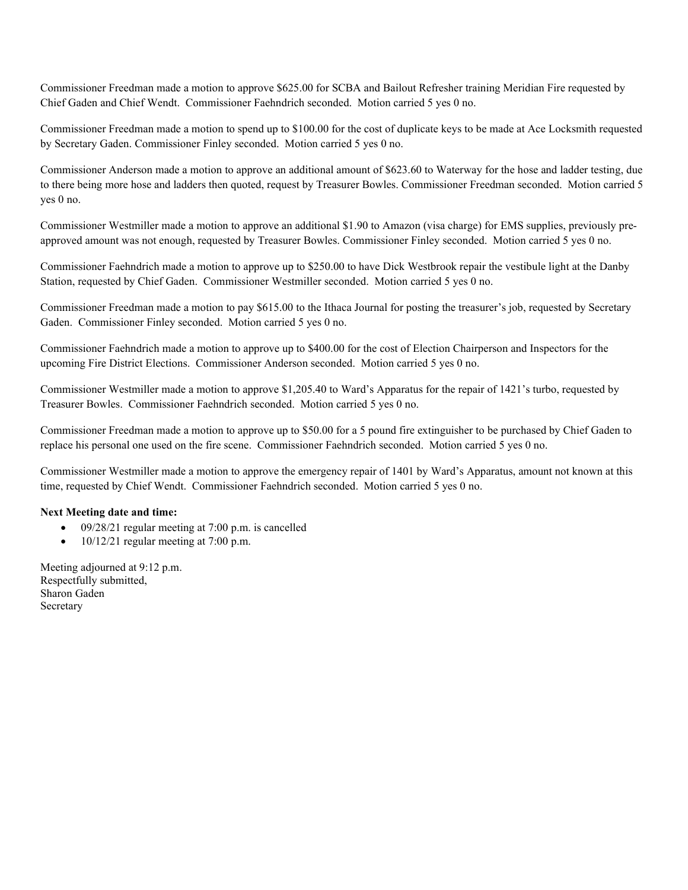Commissioner Freedman made a motion to approve $625.00 for SCBA and Bailout Refresher training Meridian Fire requested by Chief Gaden and Chief Wendt. Commissioner Faehndrich seconded. Motion carried 5 yes 0 no.

Commissioner Freedman made a motion to spend up to $100.00 for the cost of duplicate keys to be made at Ace Locksmith requested by Secretary Gaden. Commissioner Finley seconded. Motion carried 5 yes 0 no.

Commissioner Anderson made a motion to approve an additional amount of $623.60 to Waterway for the hose and ladder testing, due to there being more hose and ladders then quoted, request by Treasurer Bowles. Commissioner Freedman seconded. Motion carried 5 yes 0 no.

Commissioner Westmiller made a motion to approve an additional $1.90 to Amazon (visa charge) for EMS supplies, previously pre-approved amount was not enough, requested by Treasurer Bowles. Commissioner Finley seconded. Motion carried 5 yes 0 no.

Commissioner Faehndrich made a motion to approve up to $250.00 to have Dick Westbrook repair the vestibule light at the Danby Station, requested by Chief Gaden. Commissioner Westmiller seconded. Motion carried 5 yes 0 no.

Commissioner Freedman made a motion to pay $615.00 to the Ithaca Journal for posting the treasurer's job, requested by Secretary Gaden. Commissioner Finley seconded. Motion carried 5 yes 0 no.

Commissioner Faehndrich made a motion to approve up to $400.00 for the cost of Election Chairperson and Inspectors for the upcoming Fire District Elections. Commissioner Anderson seconded. Motion carried 5 yes 0 no.

Commissioner Westmiller made a motion to approve $1,205.40 to Ward's Apparatus for the repair of 1421's turbo, requested by Treasurer Bowles. Commissioner Faehndrich seconded. Motion carried 5 yes 0 no.

Commissioner Freedman made a motion to approve up to $50.00 for a 5 pound fire extinguisher to be purchased by Chief Gaden to replace his personal one used on the fire scene. Commissioner Faehndrich seconded. Motion carried 5 yes 0 no.

Commissioner Westmiller made a motion to approve the emergency repair of 1401 by Ward's Apparatus, amount not known at this time, requested by Chief Wendt. Commissioner Faehndrich seconded. Motion carried 5 yes 0 no.

**Next Meeting date and time:**

- 09/28/21 regular meeting at 7:00 p.m. is cancelled
- 10/12/21 regular meeting at 7:00 p.m.

Meeting adjourned at 9:12 p.m.
Respectfully submitted,
Sharon Gaden
Secretary